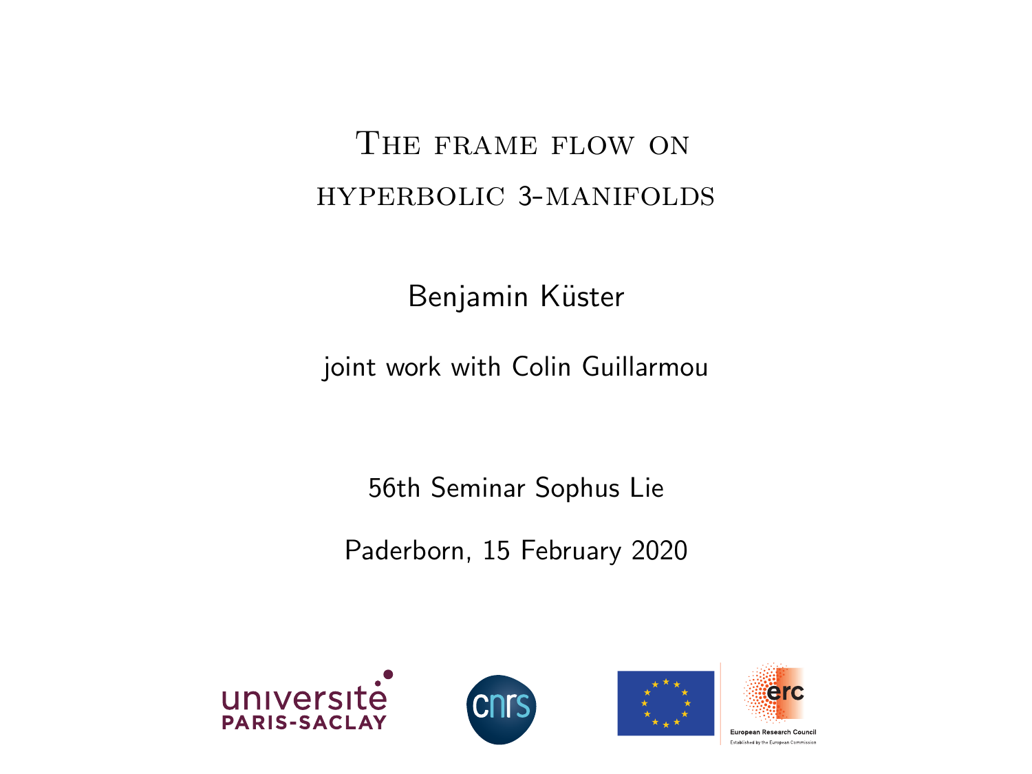# The frame flow on hyperbolic 3-manifolds

Benjamin Küster

joint work with Colin Guillarmou

56th Seminar Sophus Lie

Paderborn, 15 February 2020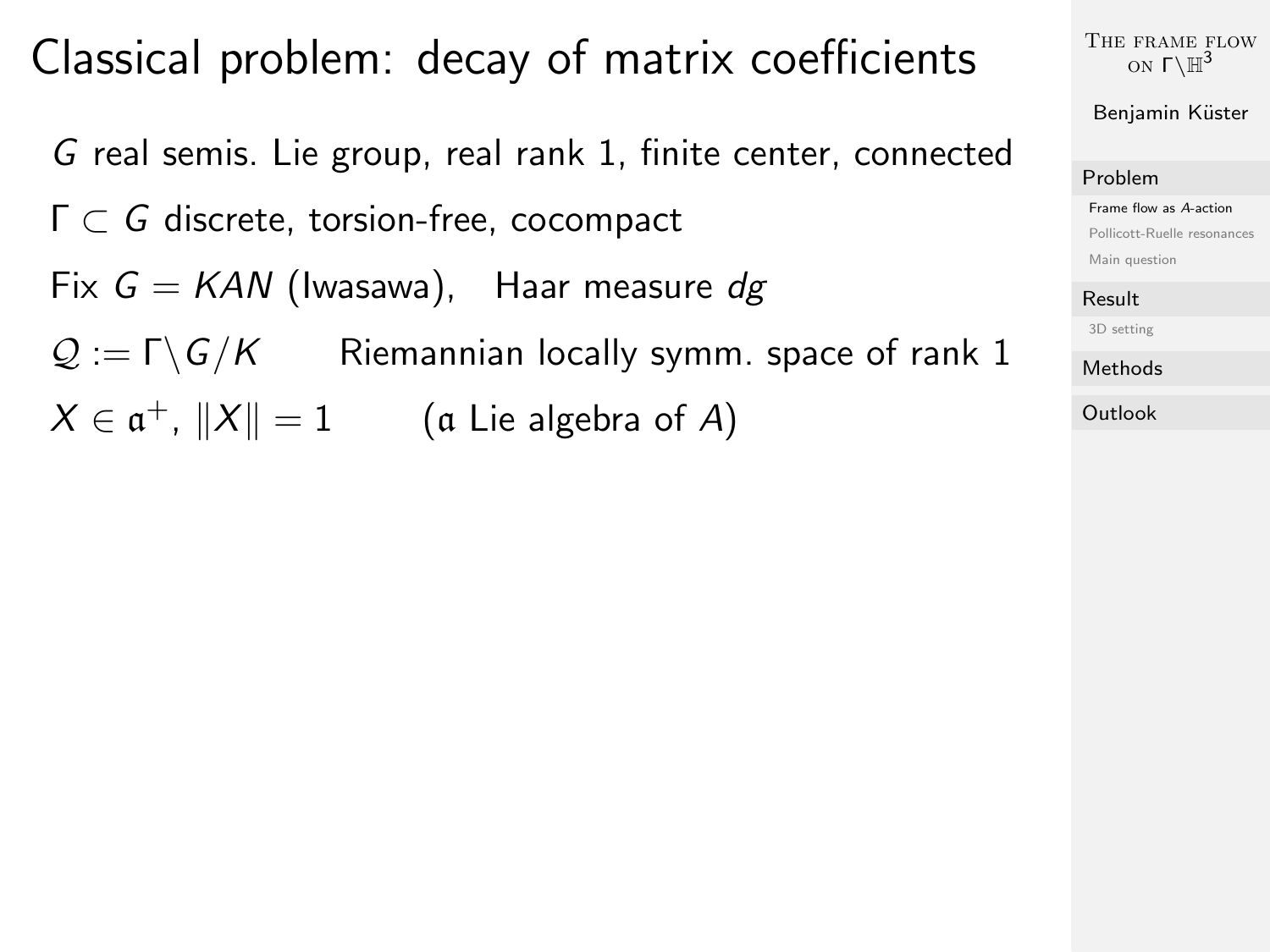# Classical problem: decay of matrix coefficients

$G$ real semis. Lie group, real rank 1, finite center, connected

$\Gamma \subset G$ discrete, torsion-free, cocompact

Fix $G = KAN$ (Iwasawa), Haar measure $dg$

$\mathcal{Q} := \Gamma \backslash G/K$ Riemannian locally symm. space of rank 1

$X \in \mathfrak{a}^+$, $\|X\| = 1$ ($\mathfrak{a}$ Lie algebra of $A$)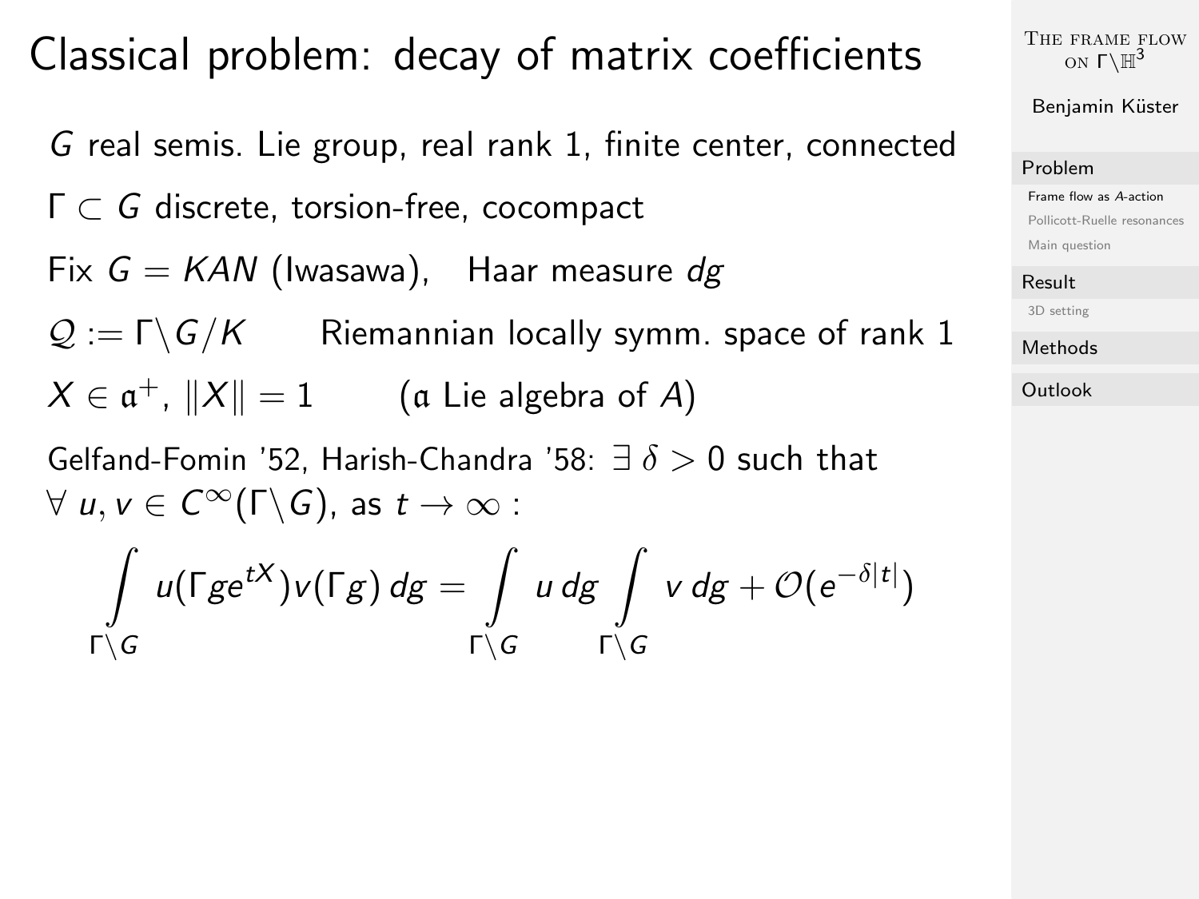# Classical problem: decay of matrix coefficients

$G$ real semis. Lie group, real rank 1, finite center, connected

$\Gamma \subset G$ discrete, torsion-free, cocompact

Fix $G = KAN$ (Iwasawa), Haar measure $dg$

$\mathcal{Q} := \Gamma \backslash G / K$ Riemannian locally symm. space of rank 1

$X \in \mathfrak{a}^+$, $\|X\| = 1$ ($\mathfrak{a}$ Lie algebra of $A$)

Gelfand-Fomin '52, Harish-Chandra '58: $\exists\, \delta > 0$ such that $\forall\, u, v \in C^\infty(\Gamma \backslash G)$, as $t \to \infty$ :

$$\int_{\Gamma \backslash G} u(\Gamma g e^{tX}) v(\Gamma g)\, dg = \int_{\Gamma \backslash G} u\, dg \int_{\Gamma \backslash G} v\, dg + \mathcal{O}(e^{-\delta |t|})$$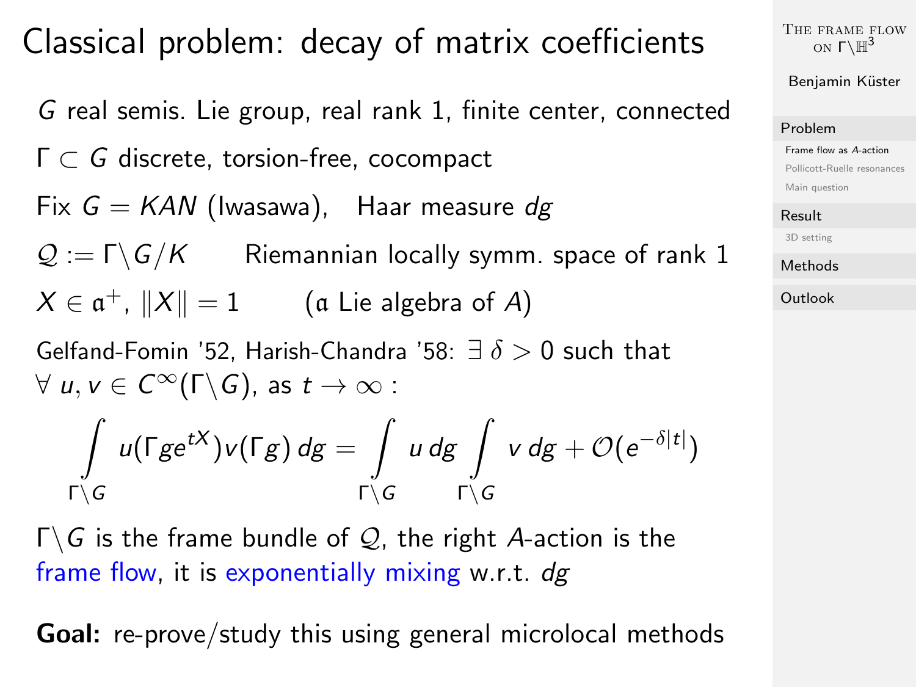# Classical problem: decay of matrix coefficients

$G$ real semis. Lie group, real rank 1, finite center, connected

$\Gamma \subset G$ discrete, torsion-free, cocompact

Fix $G = KAN$ (Iwasawa), Haar measure $dg$

$\mathcal{Q} := \Gamma \backslash G / K$ Riemannian locally symm. space of rank 1

$X \in \mathfrak{a}^+$, $\|X\| = 1$ ($\mathfrak{a}$ Lie algebra of $A$)

Gelfand-Fomin '52, Harish-Chandra '58: $\exists\, \delta > 0$ such that $\forall\, u, v \in C^\infty(\Gamma \backslash G)$, as $t \to \infty$ :

$$\int_{\Gamma \backslash G} u(\Gamma g e^{tX}) v(\Gamma g)\, dg = \int_{\Gamma \backslash G} u\, dg \int_{\Gamma \backslash G} v\, dg + \mathcal{O}(e^{-\delta |t|})$$

$\Gamma \backslash G$ is the frame bundle of $\mathcal{Q}$, the right $A$-action is the frame flow, it is exponentially mixing w.r.t. $dg$

**Goal:** re-prove/study this using general microlocal methods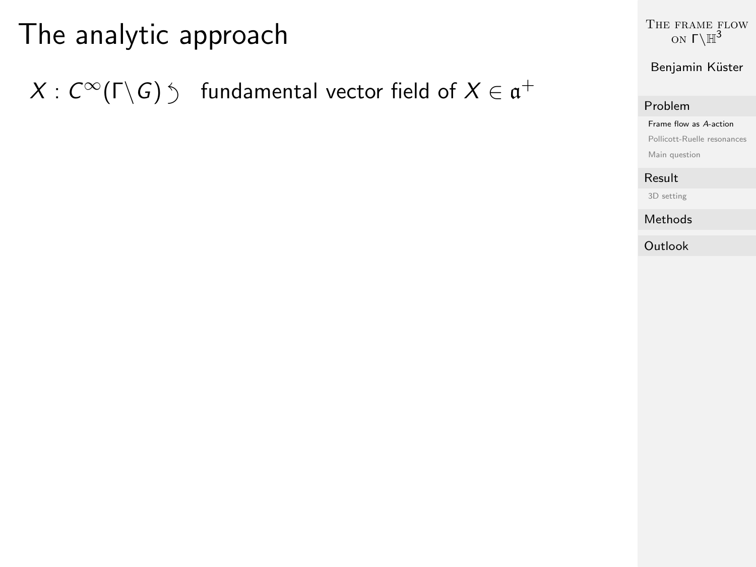# The analytic approach

$X : C^\infty(\Gamma\backslash G) \circlearrowleft$ fundamental vector field of $X \in \mathfrak{a}^+$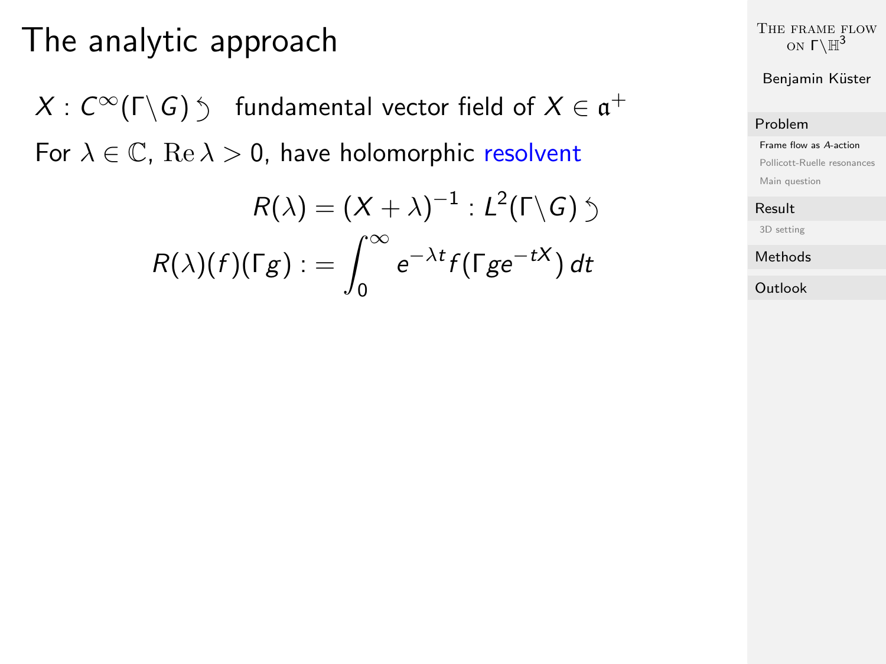# The analytic approach

$X : C^\infty(\Gamma\backslash G) \circlearrowleft$ fundamental vector field of $X \in \mathfrak{a}^+$

For $\lambda \in \mathbb{C}$, $\mathrm{Re}\,\lambda > 0$, have holomorphic resolvent

$$R(\lambda) = (X + \lambda)^{-1} : L^2(\Gamma\backslash G) \circlearrowleft$$

$$R(\lambda)(f)(\Gamma g) := \int_0^\infty e^{-\lambda t} f(\Gamma g e^{-tX})\, dt$$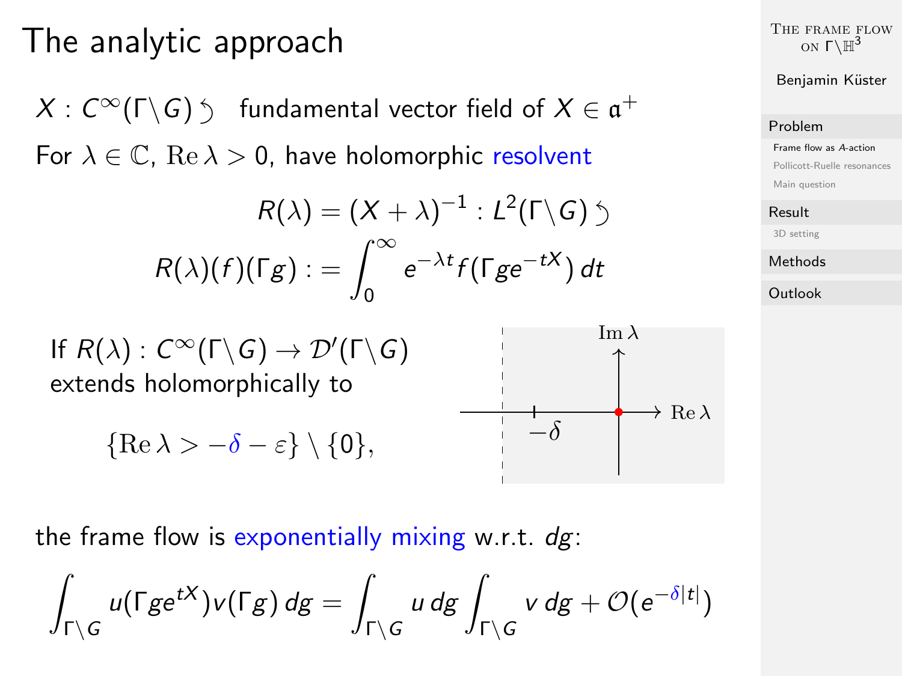# The analytic approach

$X : C^\infty(\Gamma\backslash G) \circlearrowleft$ fundamental vector field of $X \in \mathfrak{a}^+$

For $\lambda \in \mathbb{C}$, $\operatorname{Re}\lambda > 0$, have holomorphic resolvent

$$R(\lambda) = (X + \lambda)^{-1} : L^2(\Gamma\backslash G) \circlearrowleft$$

$$R(\lambda)(f)(\Gamma g) := \int_0^\infty e^{-\lambda t} f(\Gamma g e^{-tX})\, dt$$

If $R(\lambda) : C^\infty(\Gamma\backslash G) \to \mathcal{D}'(\Gamma\backslash G)$ extends holomorphically to

$$\{\operatorname{Re}\lambda > -\delta - \varepsilon\} \setminus \{0\},$$

the frame flow is exponentially mixing w.r.t. $dg$:

$$\int_{\Gamma\backslash G} u(\Gamma g e^{tX}) v(\Gamma g)\, dg = \int_{\Gamma\backslash G} u\, dg \int_{\Gamma\backslash G} v\, dg + \mathcal{O}(e^{-\delta|t|})$$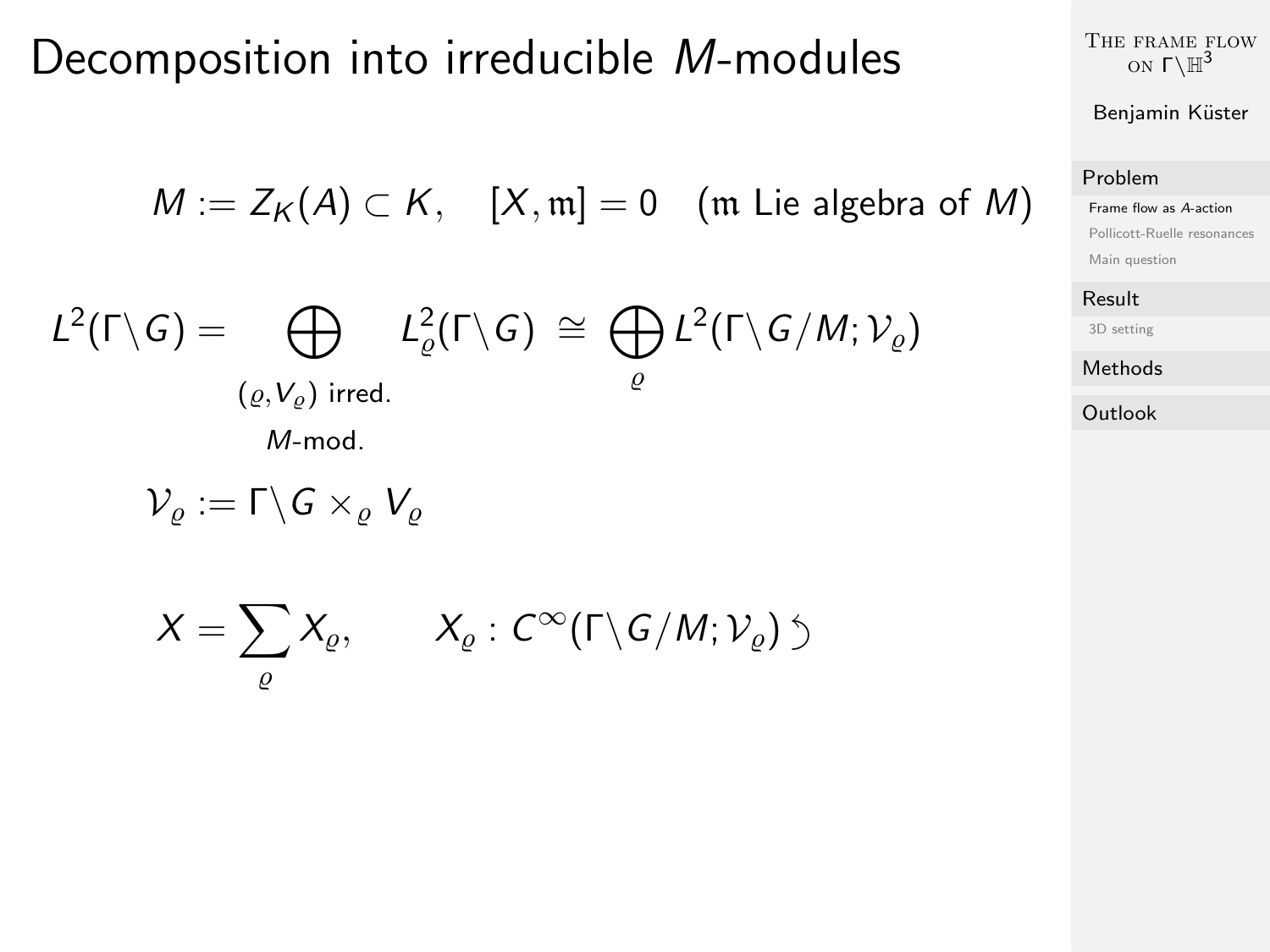# Decomposition into irreducible $M$-modules

$$M := Z_K(A) \subset K, \quad [X, \mathfrak{m}] = 0 \quad (\mathfrak{m} \text{ Lie algebra of } M)$$

$$L^2(\Gamma\backslash G) = \bigoplus_{\substack{(\varrho, V_\varrho) \text{ irred.} \\ M\text{-mod.}}} L^2_\varrho(\Gamma\backslash G) \cong \bigoplus_\varrho L^2(\Gamma\backslash G/M; \mathcal{V}_\varrho)$$

$$\mathcal{V}_\varrho := \Gamma\backslash G \times_\varrho V_\varrho$$

$$X = \sum_\varrho X_\varrho, \qquad X_\varrho : C^\infty(\Gamma\backslash G/M; \mathcal{V}_\varrho) \circlearrowleft$$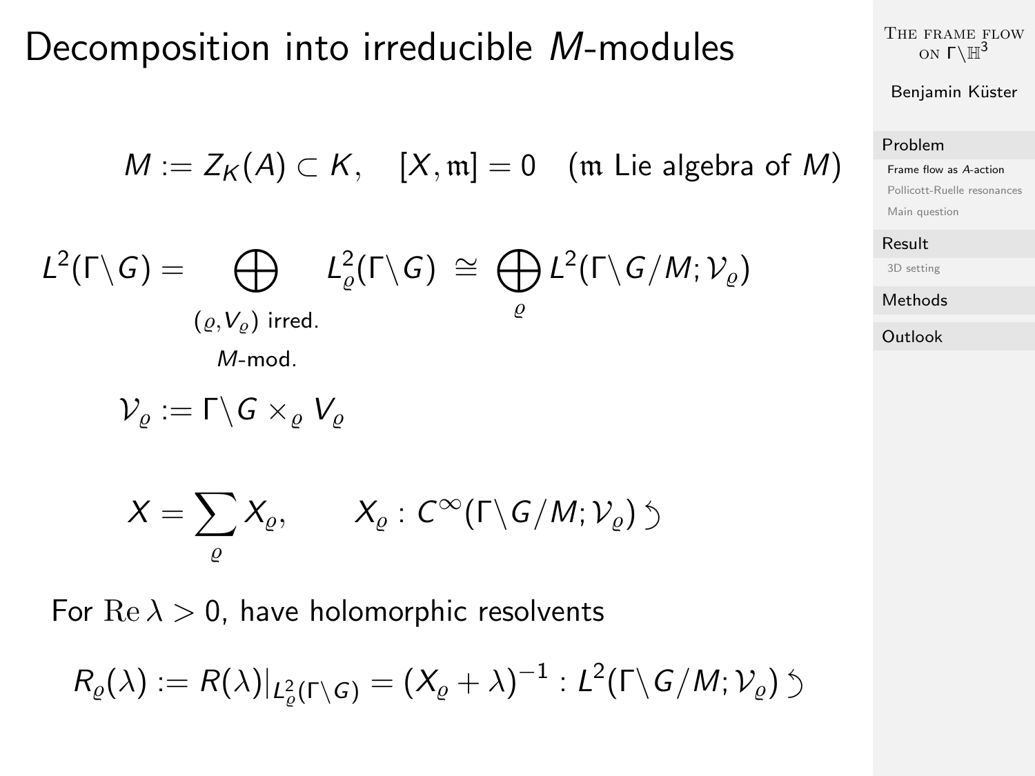# Decomposition into irreducible $M$-modules

$$M := Z_K(A) \subset K, \quad [X, \mathfrak{m}] = 0 \quad (\mathfrak{m} \text{ Lie algebra of } M)$$

$$L^2(\Gamma\backslash G) = \bigoplus_{\substack{(\varrho, V_\varrho) \text{ irred.} \\ M\text{-mod.}}} L^2_\varrho(\Gamma\backslash G) \cong \bigoplus_\varrho L^2(\Gamma\backslash G/M; \mathcal{V}_\varrho)$$

$$\mathcal{V}_\varrho := \Gamma\backslash G \times_\varrho V_\varrho$$

$$X = \sum_\varrho X_\varrho, \qquad X_\varrho : C^\infty(\Gamma\backslash G/M; \mathcal{V}_\varrho) \circlearrowleft$$

For $\mathrm{Re}\,\lambda > 0$, have holomorphic resolvents

$$R_\varrho(\lambda) := R(\lambda)|_{L^2_\varrho(\Gamma\backslash G)} = (X_\varrho + \lambda)^{-1} : L^2(\Gamma\backslash G/M; \mathcal{V}_\varrho) \circlearrowleft$$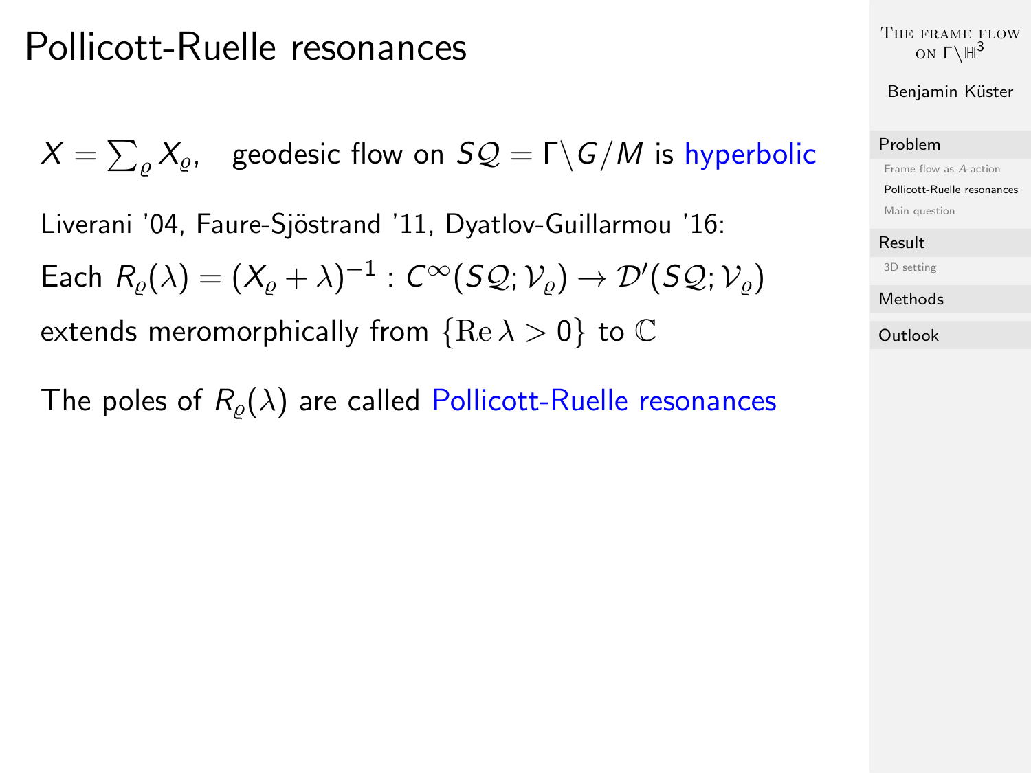# Pollicott-Ruelle resonances

$X = \sum_{\varrho} X_{\varrho}$, geodesic flow on $S\mathcal{Q} = \Gamma \backslash G/M$ is hyperbolic

Liverani '04, Faure-Sjöstrand '11, Dyatlov-Guillarmou '16:

Each $R_{\varrho}(\lambda) = (X_{\varrho} + \lambda)^{-1} : C^{\infty}(S\mathcal{Q}; \mathcal{V}_{\varrho}) \to \mathcal{D}'(S\mathcal{Q}; \mathcal{V}_{\varrho})$

extends meromorphically from $\{\mathrm{Re}\,\lambda > 0\}$ to $\mathbb{C}$

The poles of $R_{\varrho}(\lambda)$ are called Pollicott-Ruelle resonances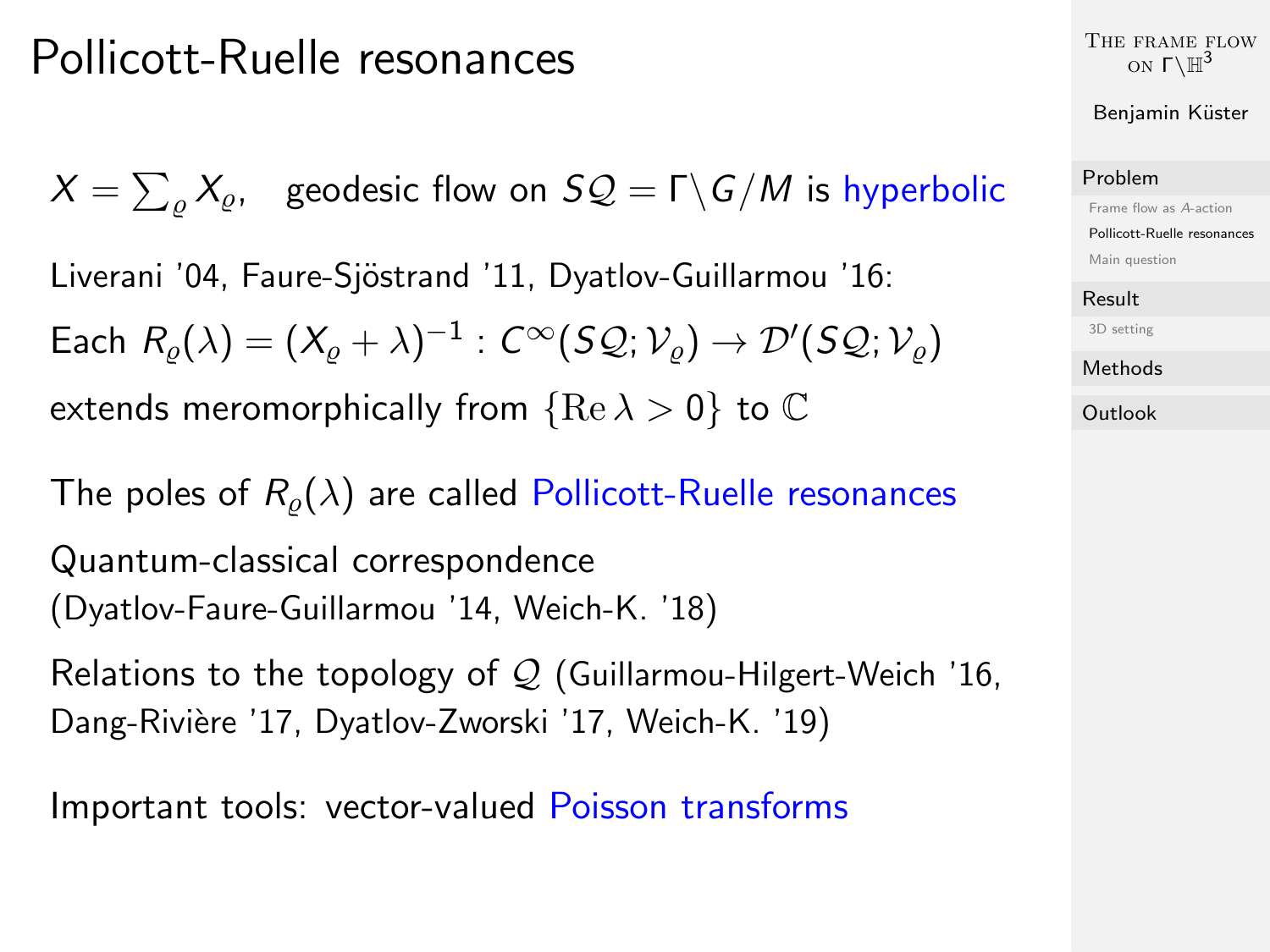# Pollicott-Ruelle resonances

$X = \sum_{\varrho} X_{\varrho}$, geodesic flow on $S\mathcal{Q} = \Gamma\backslash G/M$ is hyperbolic

Liverani '04, Faure-Sjöstrand '11, Dyatlov-Guillarmou '16:

Each $R_{\varrho}(\lambda) = (X_{\varrho} + \lambda)^{-1} : C^{\infty}(S\mathcal{Q}; \mathcal{V}_{\varrho}) \to \mathcal{D}'(S\mathcal{Q}; \mathcal{V}_{\varrho})$

extends meromorphically from $\{\mathrm{Re}\,\lambda > 0\}$ to $\mathbb{C}$

The poles of $R_{\varrho}(\lambda)$ are called Pollicott-Ruelle resonances

Quantum-classical correspondence
(Dyatlov-Faure-Guillarmou '14, Weich-K. '18)

Relations to the topology of $\mathcal{Q}$ (Guillarmou-Hilgert-Weich '16, Dang-Rivière '17, Dyatlov-Zworski '17, Weich-K. '19)

Important tools: vector-valued Poisson transforms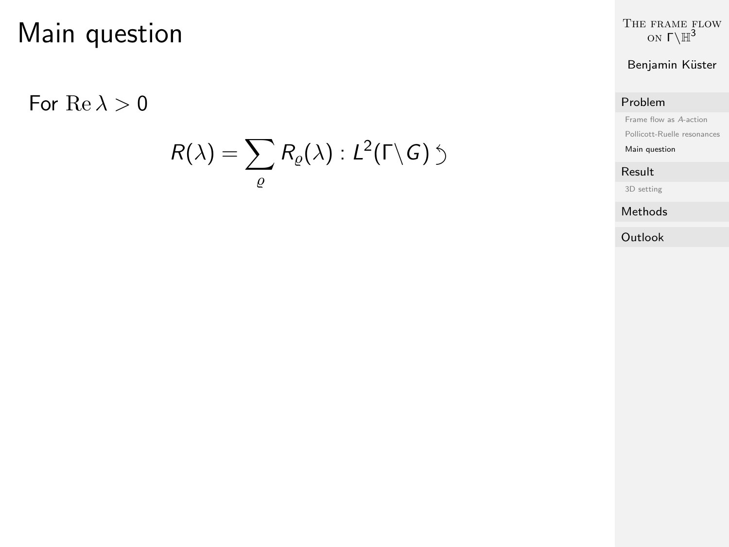# Main question

For $\mathrm{Re}\,\lambda > 0$

$$R(\lambda) = \sum_{\varrho} R_{\varrho}(\lambda) : L^2(\Gamma \backslash G) \circlearrowleft$$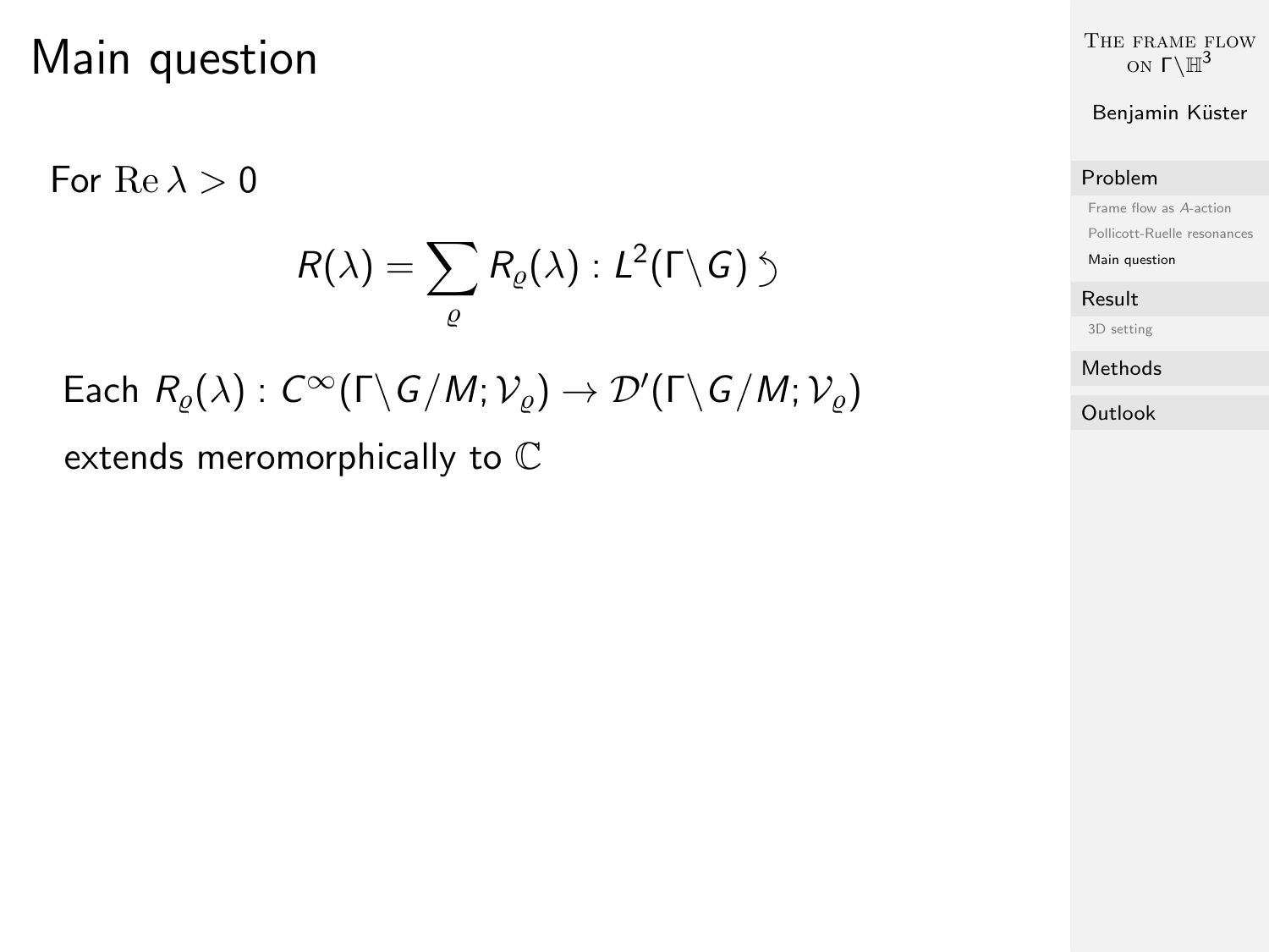# Main question

For $\operatorname{Re}\lambda > 0$

$$R(\lambda) = \sum_{\varrho} R_{\varrho}(\lambda) : L^2(\Gamma\backslash G) \circlearrowleft$$

Each $R_{\varrho}(\lambda) : C^{\infty}(\Gamma\backslash G/M; \mathcal{V}_{\varrho}) \to \mathcal{D}'(\Gamma\backslash G/M; \mathcal{V}_{\varrho})$

extends meromorphically to $\mathbb{C}$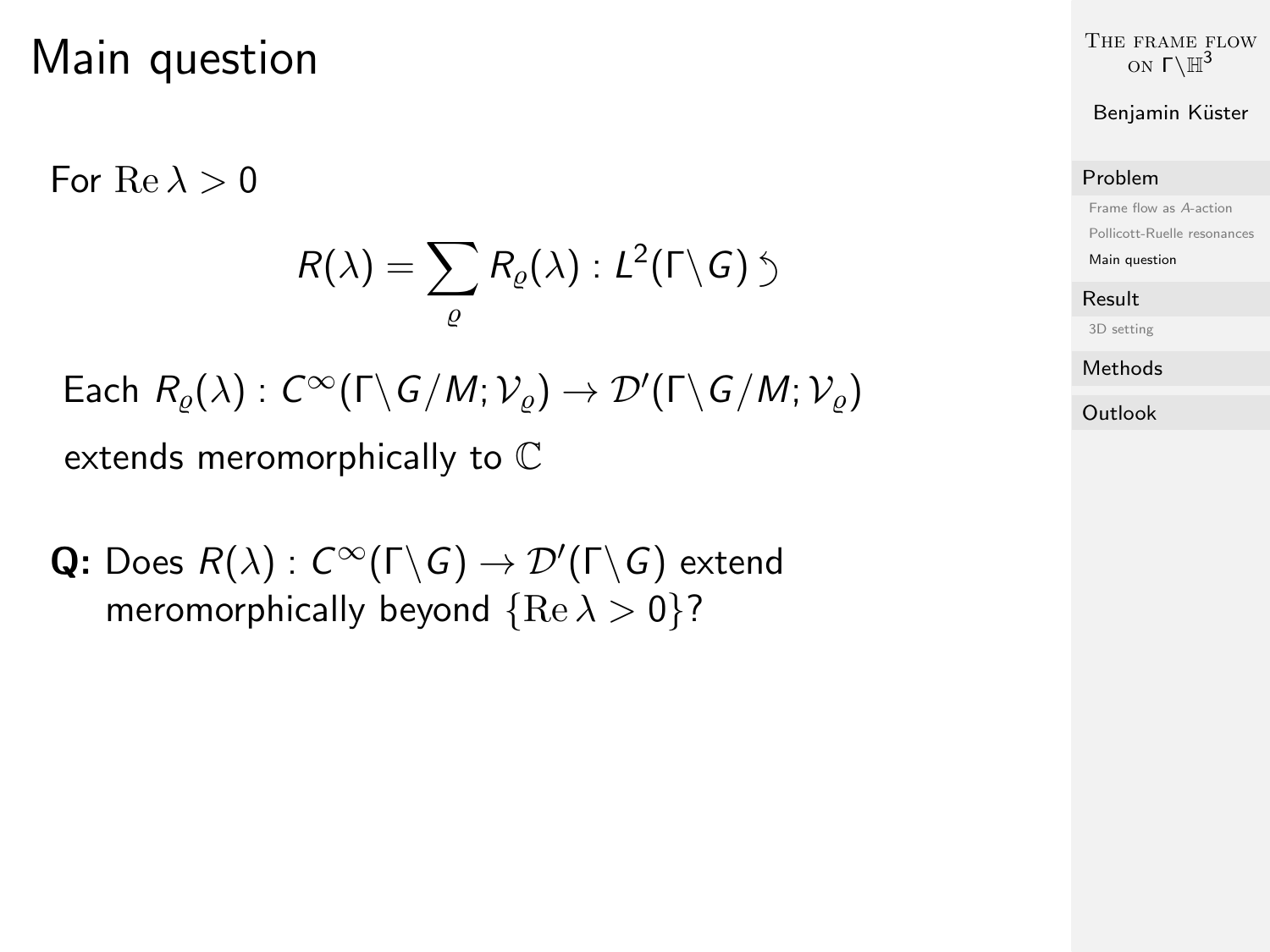# Main question

For $\operatorname{Re}\lambda > 0$

$$R(\lambda) = \sum_{\varrho} R_{\varrho}(\lambda) : L^2(\Gamma\backslash G) \circlearrowleft$$

Each $R_{\varrho}(\lambda) : C^{\infty}(\Gamma\backslash G/M; \mathcal{V}_{\varrho}) \to \mathcal{D}'(\Gamma\backslash G/M; \mathcal{V}_{\varrho})$

extends meromorphically to $\mathbb{C}$

**Q:** Does $R(\lambda) : C^{\infty}(\Gamma\backslash G) \to \mathcal{D}'(\Gamma\backslash G)$ extend meromorphically beyond $\{\operatorname{Re}\lambda > 0\}$?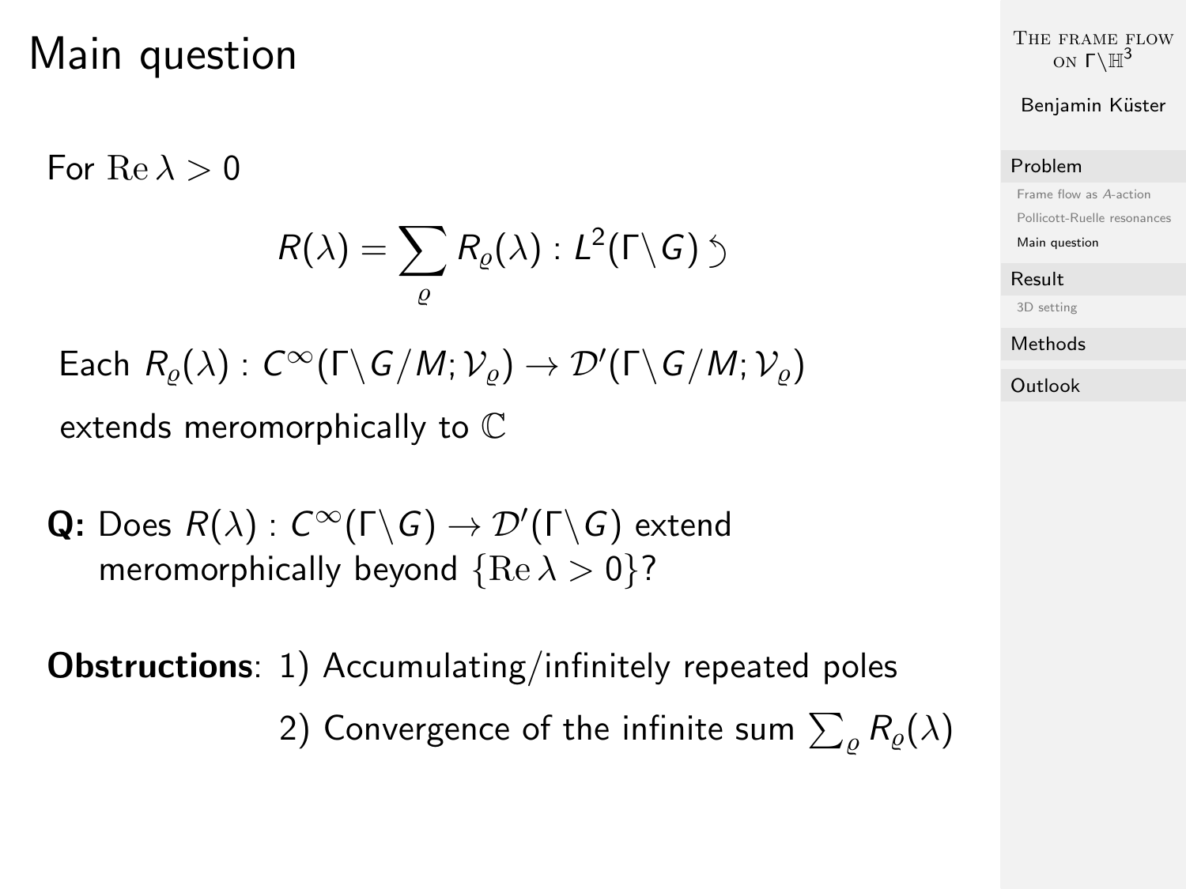# Main question

For $\mathrm{Re}\,\lambda > 0$

$$R(\lambda) = \sum_{\varrho} R_{\varrho}(\lambda) : L^2(\Gamma \backslash G) \circlearrowleft$$

Each $R_{\varrho}(\lambda) : C^{\infty}(\Gamma \backslash G/M; \mathcal{V}_{\varrho}) \to \mathcal{D}'(\Gamma \backslash G/M; \mathcal{V}_{\varrho})$ extends meromorphically to $\mathbb{C}$

**Q:** Does $R(\lambda) : C^{\infty}(\Gamma \backslash G) \to \mathcal{D}'(\Gamma \backslash G)$ extend meromorphically beyond $\{\mathrm{Re}\,\lambda > 0\}$?

**Obstructions**: 1) Accumulating/infinitely repeated poles

2) Convergence of the infinite sum $\sum_{\varrho} R_{\varrho}(\lambda)$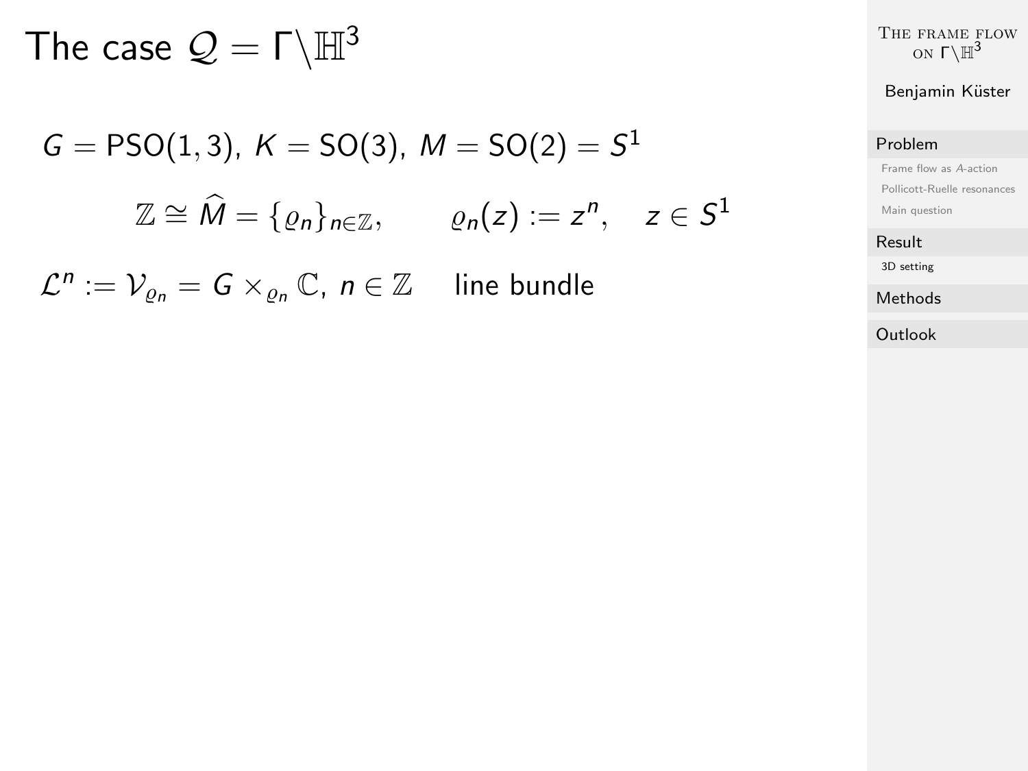# The case $\mathcal{Q} = \Gamma\backslash\mathbb{H}^3$

$G = \mathrm{PSO}(1,3)$, $K = \mathrm{SO}(3)$, $M = \mathrm{SO}(2) = S^1$

$$\mathbb{Z} \cong \widehat{M} = \{\varrho_n\}_{n\in\mathbb{Z}}, \qquad \varrho_n(z) := z^n, \quad z \in S^1$$

$\mathcal{L}^n := \mathcal{V}_{\varrho_n} = G \times_{\varrho_n} \mathbb{C}$, $n \in \mathbb{Z}$ line bundle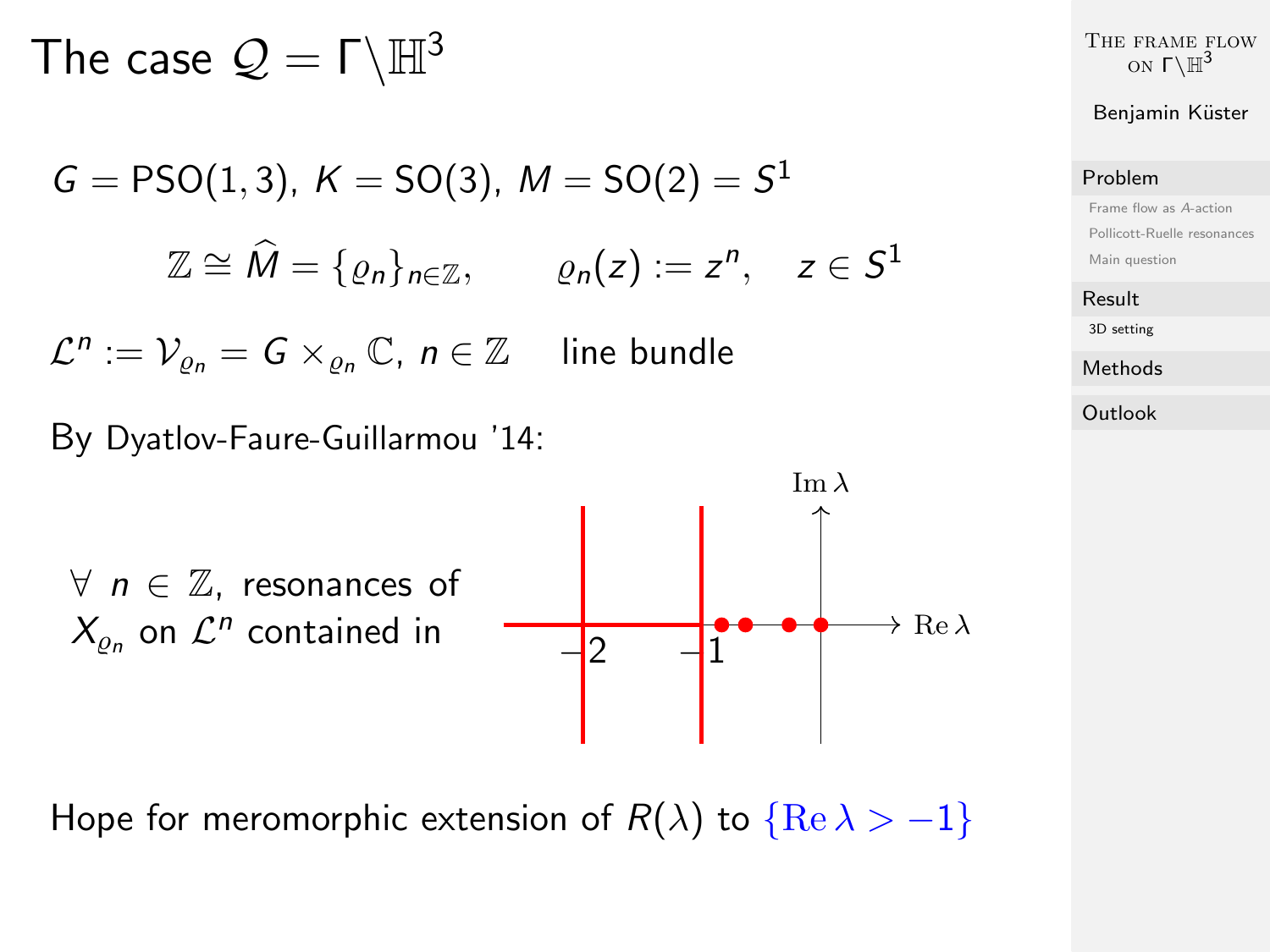# The case $\mathcal{Q} = \Gamma\backslash\mathbb{H}^3$

$G = \mathrm{PSO}(1,3)$, $K = \mathrm{SO}(3)$, $M = \mathrm{SO}(2) = S^1$

$$\mathbb{Z} \cong \widehat{M} = \{\varrho_n\}_{n\in\mathbb{Z}}, \qquad \varrho_n(z) := z^n, \quad z \in S^1$$

$\mathcal{L}^n := \mathcal{V}_{\varrho_n} = G \times_{\varrho_n} \mathbb{C}$, $n \in \mathbb{Z}$ line bundle

By Dyatlov-Faure-Guillarmou '14:

$\forall\ n \in \mathbb{Z}$, resonances of $X_{\varrho_n}$ on $\mathcal{L}^n$ contained in

Hope for meromorphic extension of $R(\lambda)$ to $\{\mathrm{Re}\,\lambda > -1\}$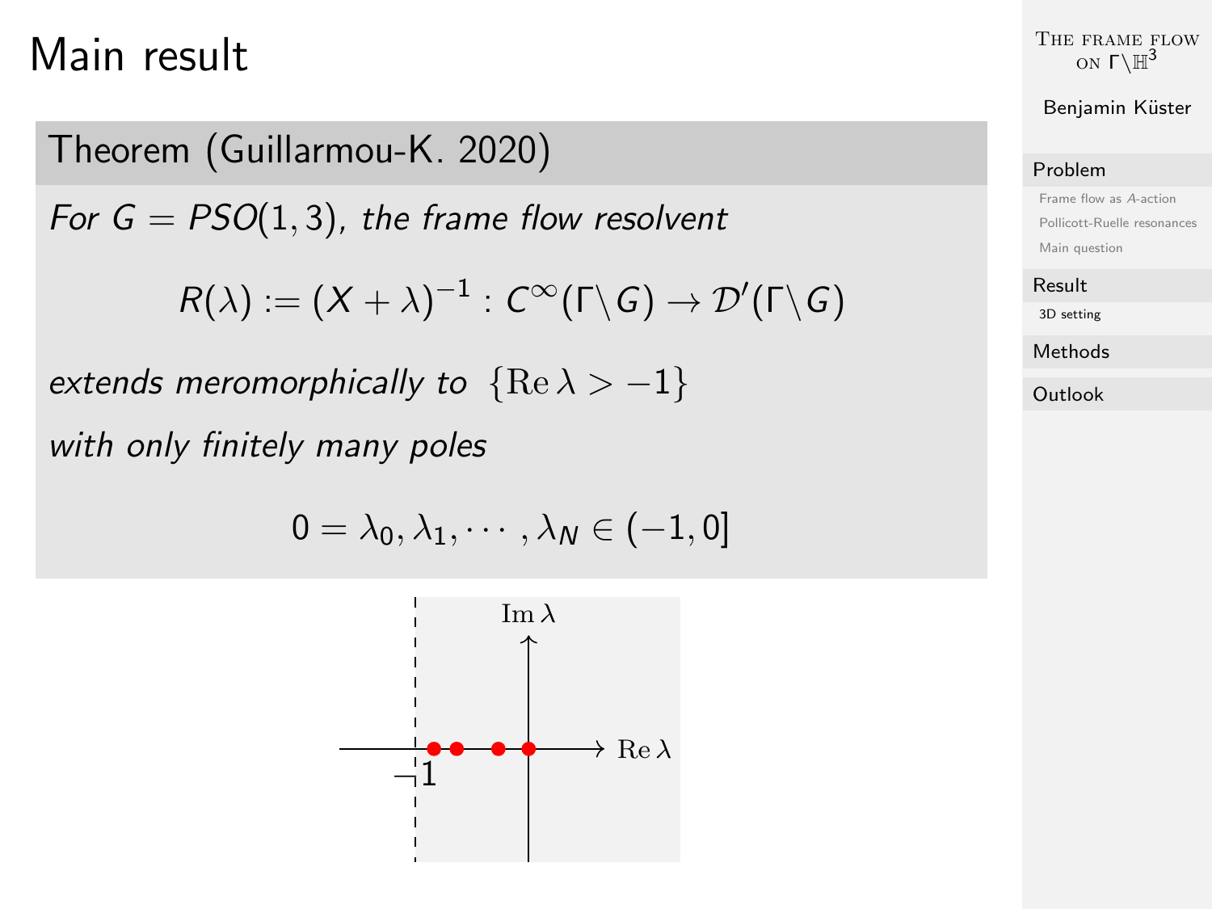# Main result

## Theorem (Guillarmou-K. 2020)

*For $G = PSO(1,3)$, the frame flow resolvent*

$$R(\lambda) := (X + \lambda)^{-1} : C^\infty(\Gamma\backslash G) \to \mathcal{D}'(\Gamma\backslash G)$$

*extends meromorphically to* $\{\mathrm{Re}\,\lambda > -1\}$

*with only finitely many poles*

$$0 = \lambda_0, \lambda_1, \cdots, \lambda_N \in (-1, 0]$$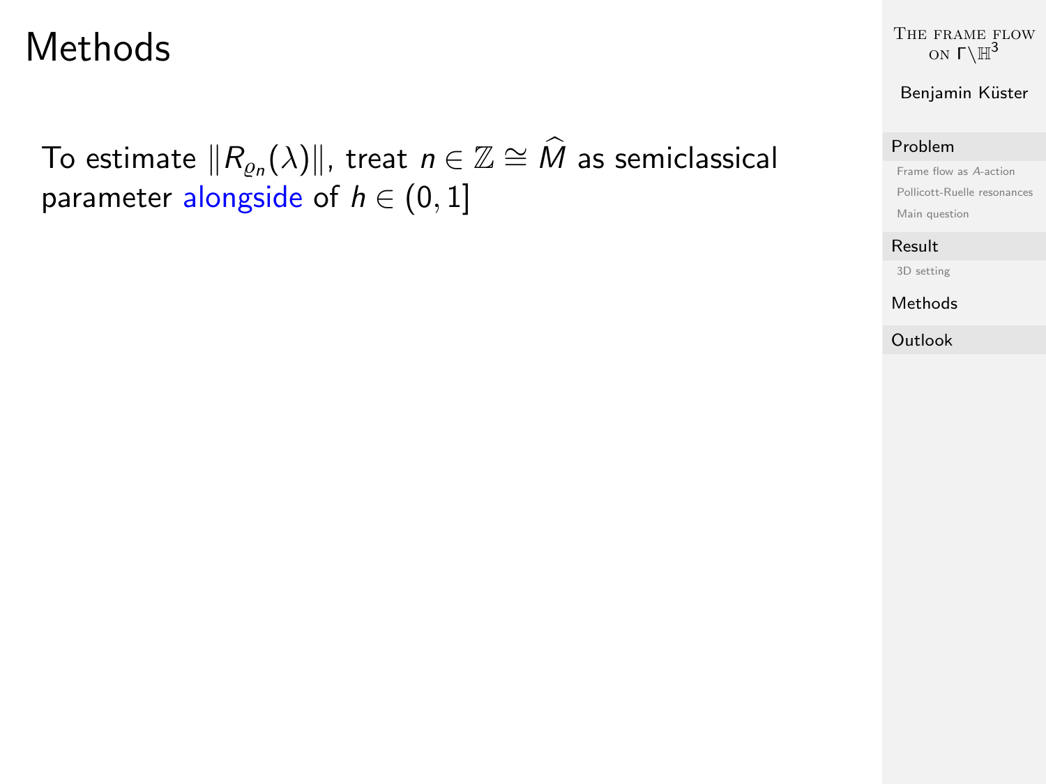# Methods

To estimate $\|R_{\varrho_n}(\lambda)\|$, treat $n \in \mathbb{Z} \cong \widehat{M}$ as semiclassical parameter alongside of $h \in (0, 1]$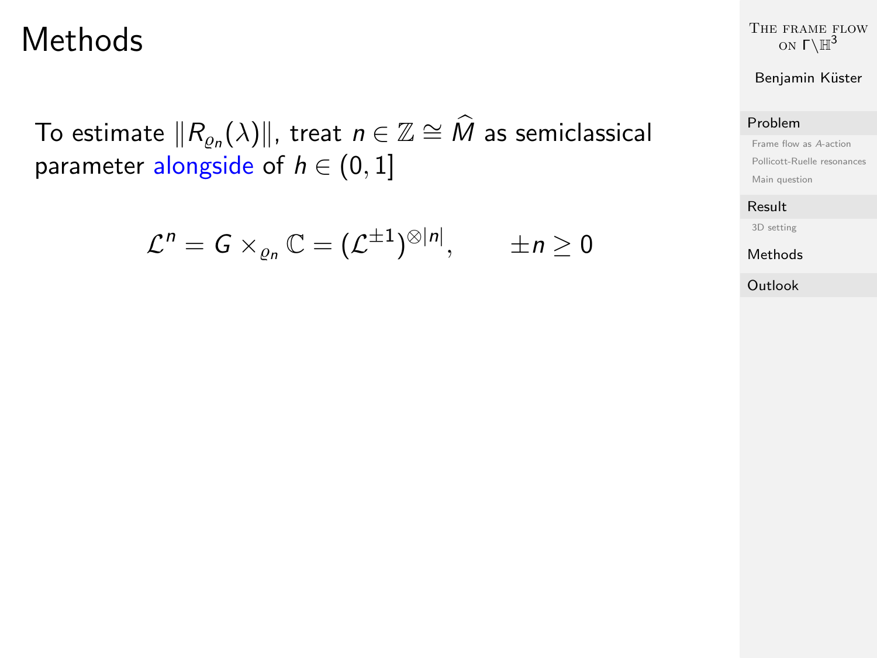# Methods

To estimate $\|R_{\varrho_n}(\lambda)\|$, treat $n \in \mathbb{Z} \cong \widehat{M}$ as semiclassical parameter alongside of $h \in (0,1]$

$$\mathcal{L}^n = G \times_{\varrho_n} \mathbb{C} = (\mathcal{L}^{\pm 1})^{\otimes |n|}, \qquad \pm n \geq 0$$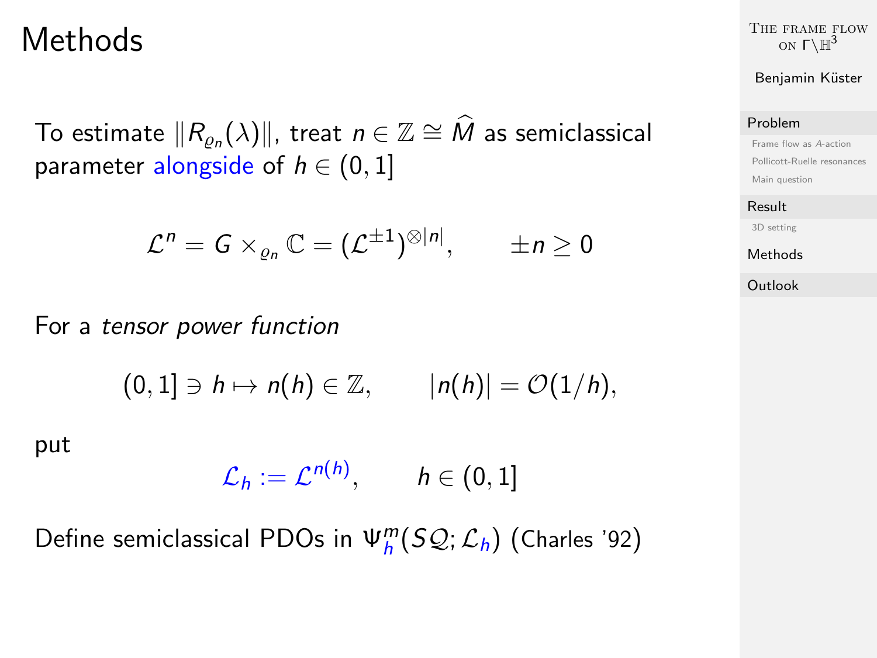# Methods

To estimate $\|R_{\varrho_n}(\lambda)\|$, treat $n \in \mathbb{Z} \cong \widehat{M}$ as semiclassical parameter alongside of $h \in (0,1]$

$$\mathcal{L}^n = G \times_{\varrho_n} \mathbb{C} = (\mathcal{L}^{\pm 1})^{\otimes |n|}, \qquad \pm n \geq 0$$

For a *tensor power function*

$$(0,1] \ni h \mapsto n(h) \in \mathbb{Z}, \qquad |n(h)| = \mathcal{O}(1/h),$$

put

$$\mathcal{L}_h := \mathcal{L}^{n(h)}, \qquad h \in (0,1]$$

Define semiclassical PDOs in $\Psi^m_h(S\mathcal{Q}; \mathcal{L}_h)$ (Charles '92)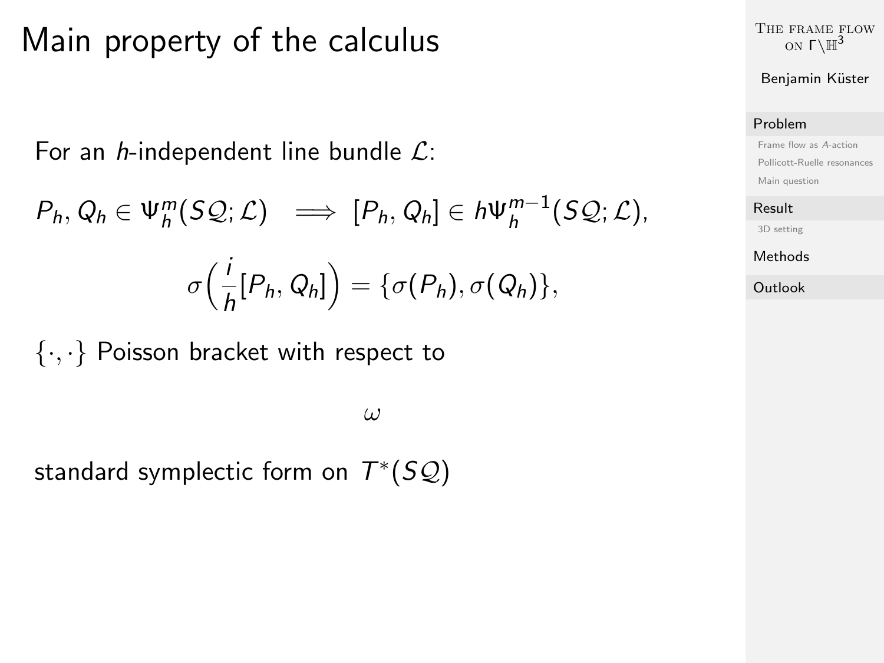# Main property of the calculus

For an $h$-independent line bundle $\mathcal{L}$:

$$P_h, Q_h \in \Psi_h^m(S\mathcal{Q};\mathcal{L}) \implies [P_h, Q_h] \in h\Psi_h^{m-1}(S\mathcal{Q};\mathcal{L}),$$

$$\sigma\Big(\frac{i}{h}[P_h, Q_h]\Big) = \{\sigma(P_h), \sigma(Q_h)\},$$

$\{\cdot,\cdot\}$ Poisson bracket with respect to

$$\omega$$

standard symplectic form on $T^*(S\mathcal{Q})$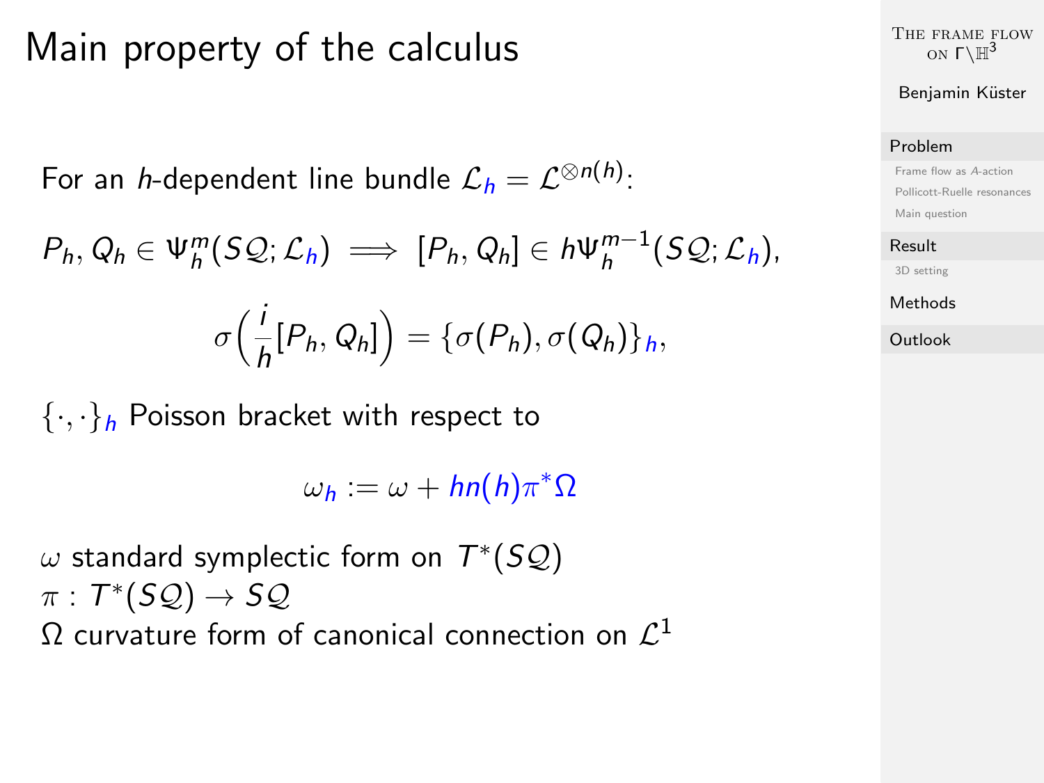# Main property of the calculus

For an $h$-dependent line bundle $\mathcal{L}_h = \mathcal{L}^{\otimes n(h)}$:

$$P_h, Q_h \in \Psi_h^m(S\mathcal{Q}; \mathcal{L}_h) \implies [P_h, Q_h] \in h\Psi_h^{m-1}(S\mathcal{Q}; \mathcal{L}_h),$$

$$\sigma\Big(\frac{i}{h}[P_h, Q_h]\Big) = \{\sigma(P_h), \sigma(Q_h)\}_h,$$

$\{\cdot,\cdot\}_h$ Poisson bracket with respect to

$$\omega_h := \omega + hn(h)\pi^*\Omega$$

$\omega$ standard symplectic form on $T^*(S\mathcal{Q})$
$\pi : T^*(S\mathcal{Q}) \to S\mathcal{Q}$
$\Omega$ curvature form of canonical connection on $\mathcal{L}^1$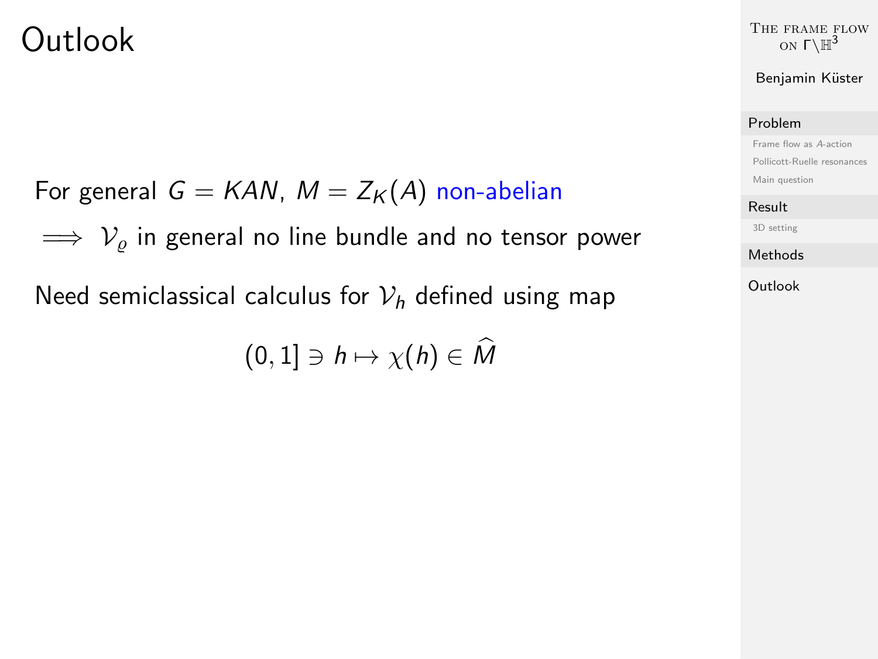# Outlook

For general $G = KAN$, $M = Z_K(A)$ non-abelian

$\implies \mathcal{V}_\varrho$ in general no line bundle and no tensor power

Need semiclassical calculus for $\mathcal{V}_h$ defined using map

$$(0, 1] \ni h \mapsto \chi(h) \in \widehat{M}$$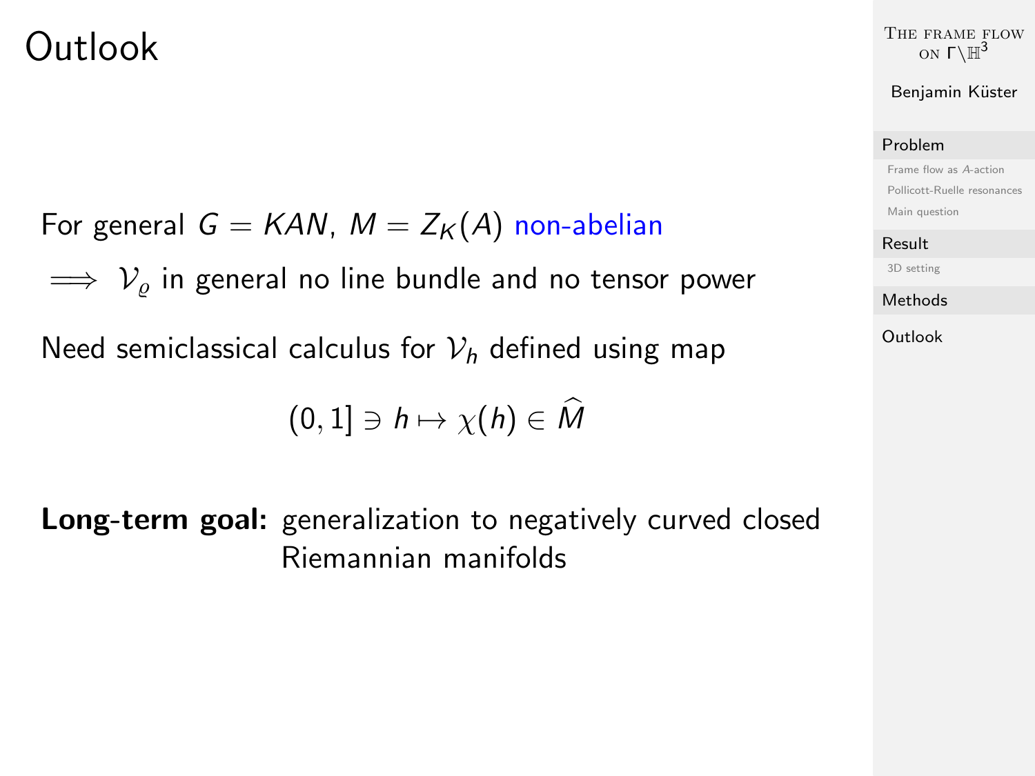# Outlook

For general $G = KAN$, $M = Z_K(A)$ non-abelian

$\Longrightarrow$ $\mathcal{V}_\varrho$ in general no line bundle and no tensor power

Need semiclassical calculus for $\mathcal{V}_h$ defined using map

$$(0,1] \ni h \mapsto \chi(h) \in \widehat{M}$$

**Long-term goal:** generalization to negatively curved closed Riemannian manifolds